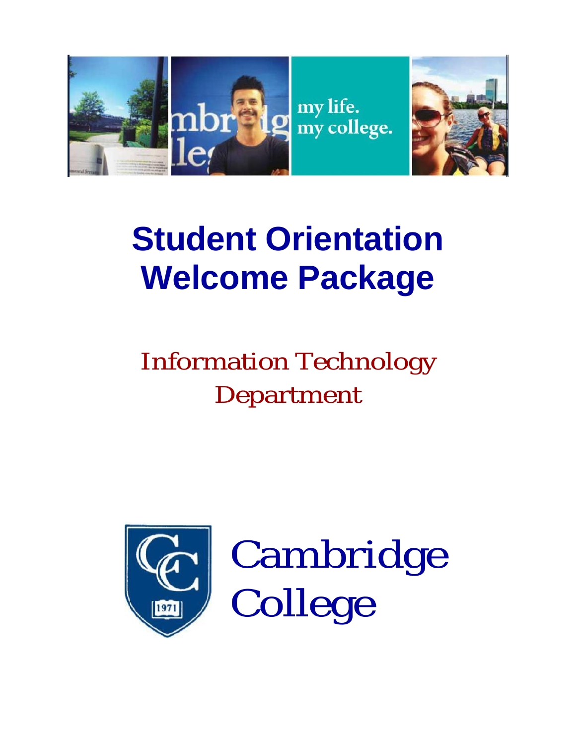# Student Orientation Welcome Package

Information Technology Department

Cambridge College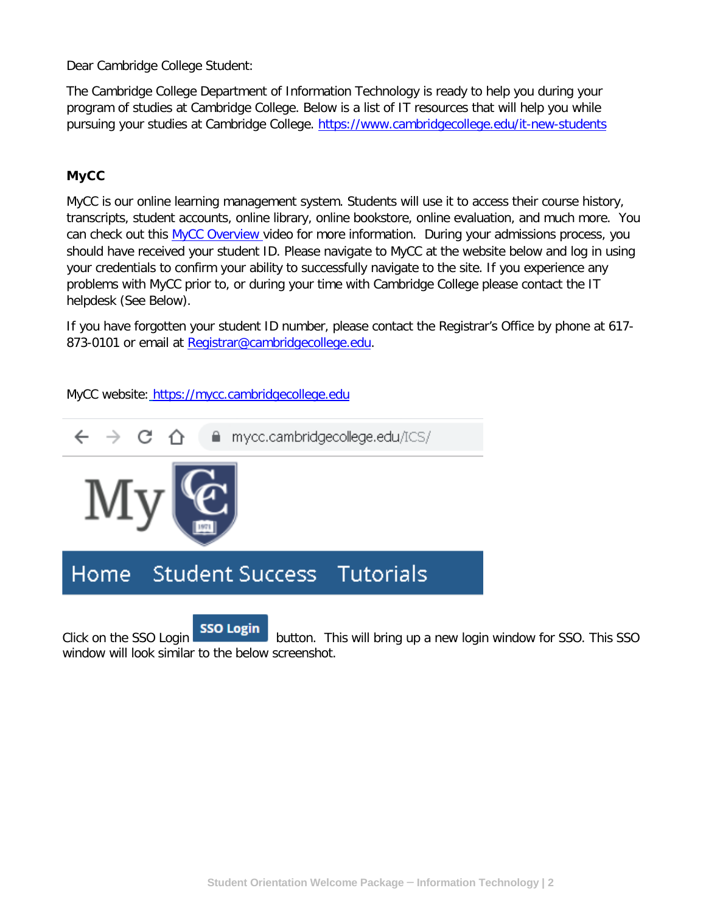Dear Cambridge College Student:

The Cambridge College Department of Information Technology is ready to help you during your program of studies at Cambridge College. Below is a list of IT resources that will help you while pursuing your studies at Cambridge College. https://www.cambridgecollege.edu/it-new-students

## MyCC

MyCC is our online learning management system. Students will use it to access their course history, transcripts, student accounts, online library, online bookstore, online evaluation, and much more. You can check out this MyCC Overview video for more information. During your admissions process, you should have received your student ID. Please navigate to MyCC at the website below and log in using your credentials to confirm your ability to successfully navigate to the site. If you experience any problems with MyCC prior to, or during your time with Cambridge College please contact the IT helpdesk (See Below).

If you have forgotten your student ID number, please contact the Registrar's Office by phone at 617-873-0101 or email at Registrar@cambridgecollege.edu.

MyCC website: https://mycc.cambridgecollege.edu

Click on the SSO Login button. This will bring up a new login window for SSO. This SSO window will look similar to the below screenshot.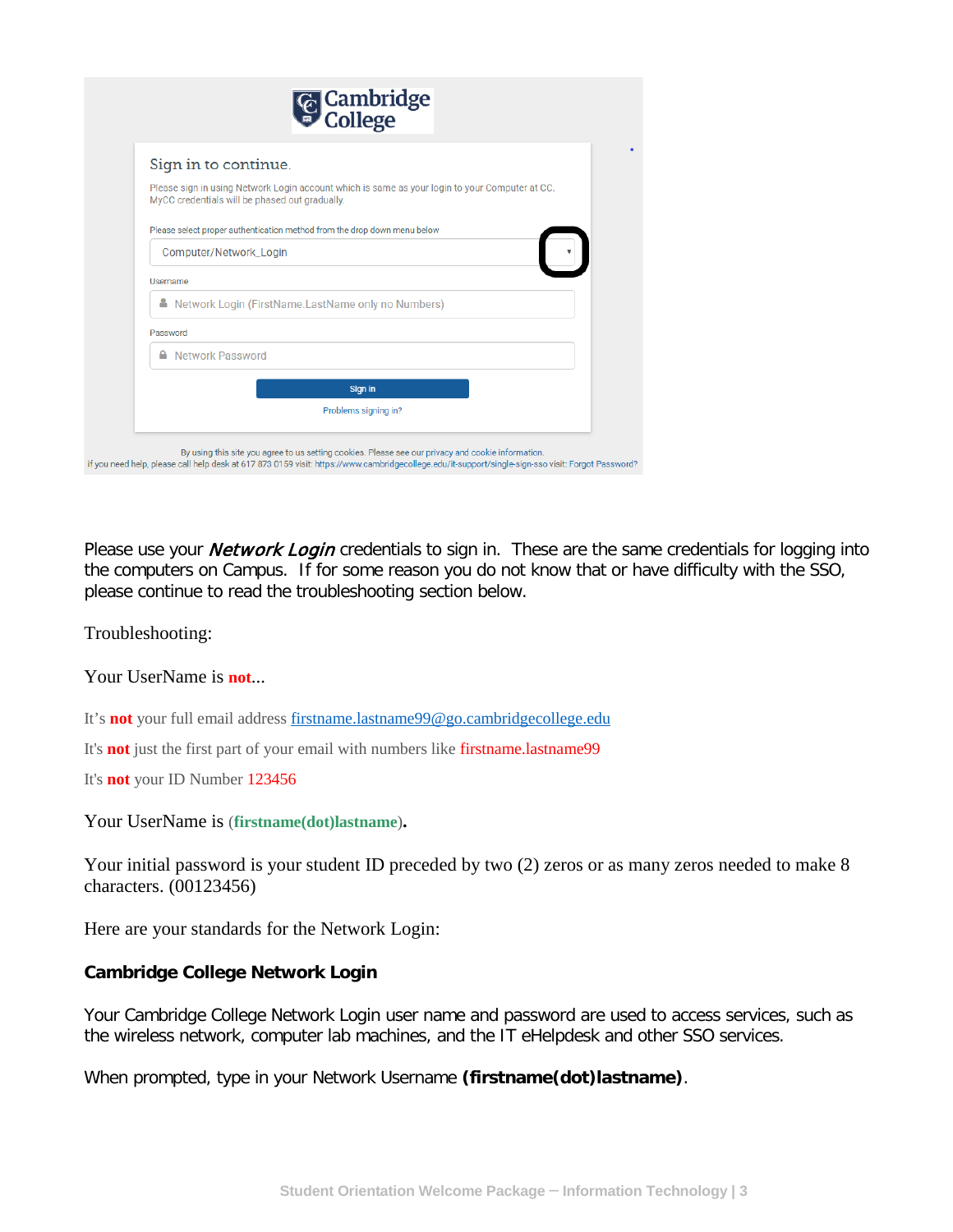Cambridge College

Sign in to continue.

Please sign in using Network Login account which is same as your login to your Computer at CC. MyCC credentials will be phased out gradually.

Please select proper authentication method from the drop down menu below

Computer/Network_Login

Username

Network Login (FirstName.LastName only no Numbers)

Password

Network Password

Sign in

Problems signing in?

By using this site you agree to us setting cookies. Please see our privacy and cookie information.

If you need help, please call help desk at 617 873 0159 visit: https://www.cambridgecollege.edu/it-support/single-sign-sso visit: Forgot Password?

Please use your ***Network Login*** credentials to sign in. These are the same credentials for logging into the computers on Campus. If for some reason you do not know that or have difficulty with the SSO, please continue to read the troubleshooting section below.

Troubleshooting:

Your UserName is **not**...

It's **not** your full email address firstname.lastname99@go.cambridgecollege.edu

It's **not** just the first part of your email with numbers like firstname.lastname99

It's **not** your ID Number 123456

Your UserName is (**firstname(dot)lastname**)**.**

Your initial password is your student ID preceded by two (2) zeros or as many zeros needed to make 8 characters. (00123456)

Here are your standards for the Network Login:

**Cambridge College Network Login**

Your Cambridge College Network Login user name and password are used to access services, such as the wireless network, computer lab machines, and the IT eHelpdesk and other SSO services.

When prompted, type in your Network Username **(firstname(dot)lastname)**.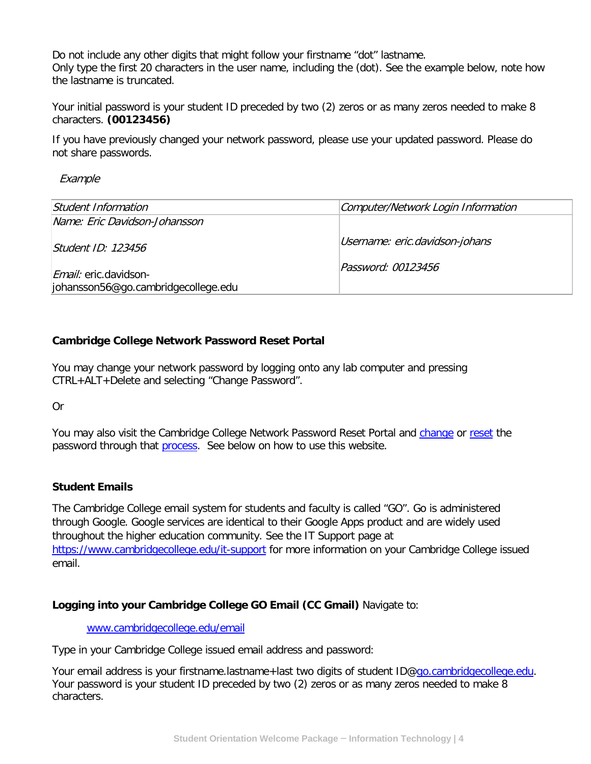Do not include any other digits that might follow your firstname "dot" lastname.
Only type the first 20 characters in the user name, including the (dot). See the example below, note how the lastname is truncated.

Your initial password is your student ID preceded by two (2) zeros or as many zeros needed to make 8 characters. **(00123456)**

If you have previously changed your network password, please use your updated password. Please do not share passwords.

*Example*

| *Student Information* | *Computer/Network Login Information* |
|---|---|
| *Name: Eric Davidson-Johansson*<br><br>*Student ID: 123456*<br><br>*Email:* eric.davidson-johansson56@go.cambridgecollege.edu | *Username: eric.davidson-johans*<br><br>*Password: 00123456* |

**Cambridge College Network Password Reset Portal**

You may change your network password by logging onto any lab computer and pressing CTRL+ALT+Delete and selecting "Change Password".

Or

You may also visit the Cambridge College Network Password Reset Portal and change or reset the password through that process. See below on how to use this website.

**Student Emails**

The Cambridge College email system for students and faculty is called "GO". Go is administered through Google. Google services are identical to their Google Apps product and are widely used throughout the higher education community. See the IT Support page at https://www.cambridgecollege.edu/it-support for more information on your Cambridge College issued email.

**Logging into your Cambridge College GO Email (CC Gmail)** Navigate to:

www.cambridgecollege.edu/email

Type in your Cambridge College issued email address and password:

Your email address is your firstname.lastname+last two digits of student ID@go.cambridgecollege.edu. Your password is your student ID preceded by two (2) zeros or as many zeros needed to make 8 characters.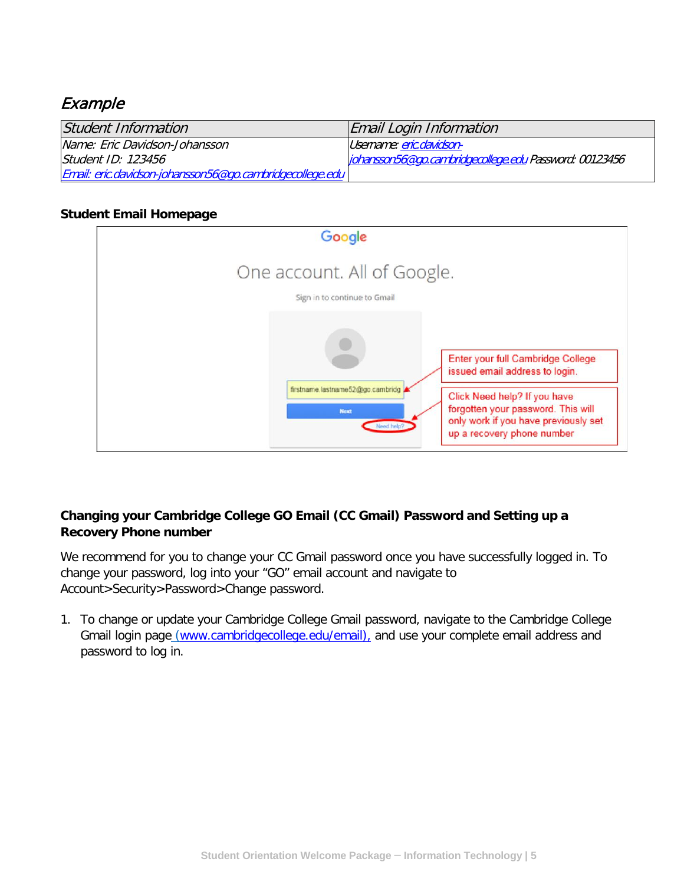## *Example*

| *Student Information* | *Email Login Information* |
|---|---|
| *Name: Eric Davidson-Johansson*<br>*Student ID: 123456*<br>*Email: eric.davidson-johansson56@go.cambridgecollege.edu* | *Username: eric.davidson-johansson56@go.cambridgecollege.edu Password: 00123456* |

**Student Email Homepage**

Google

One account. All of Google.

Sign in to continue to Gmail

firstname.lastname52@go.cambridg

Next

Need help?

Enter your full Cambridge College issued email address to login.

Click Need help? If you have forgotten your password. This will only work if you have previously set up a recovery phone number

**Changing your Cambridge College GO Email (CC Gmail) Password and Setting up a Recovery Phone number**

We recommend for you to change your CC Gmail password once you have successfully logged in. To change your password, log into your "GO" email account and navigate to Account>Security>Password>Change password.

1. To change or update your Cambridge College Gmail password, navigate to the Cambridge College Gmail login page (www.cambridgecollege.edu/email), and use your complete email address and password to log in.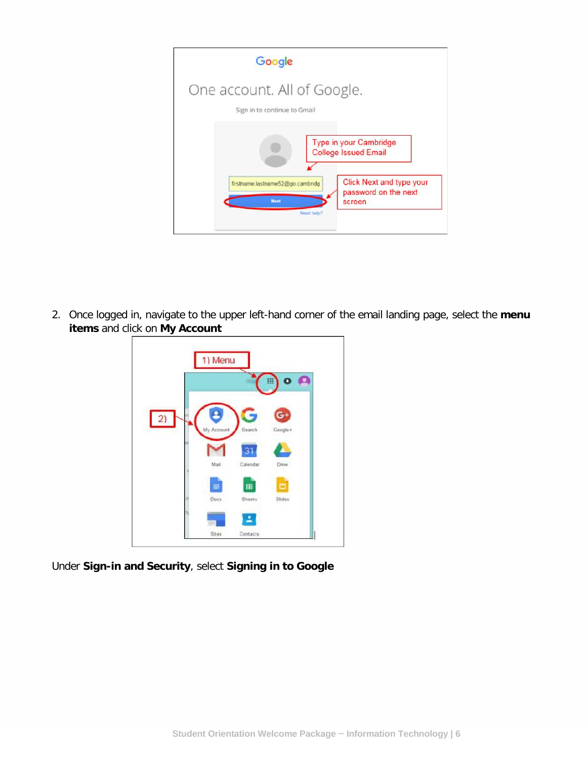2. Once logged in, navigate to the upper left-hand corner of the email landing page, select the **menu items** and click on **My Account**

Under **Sign-in and Security**, select **Signing in to Google**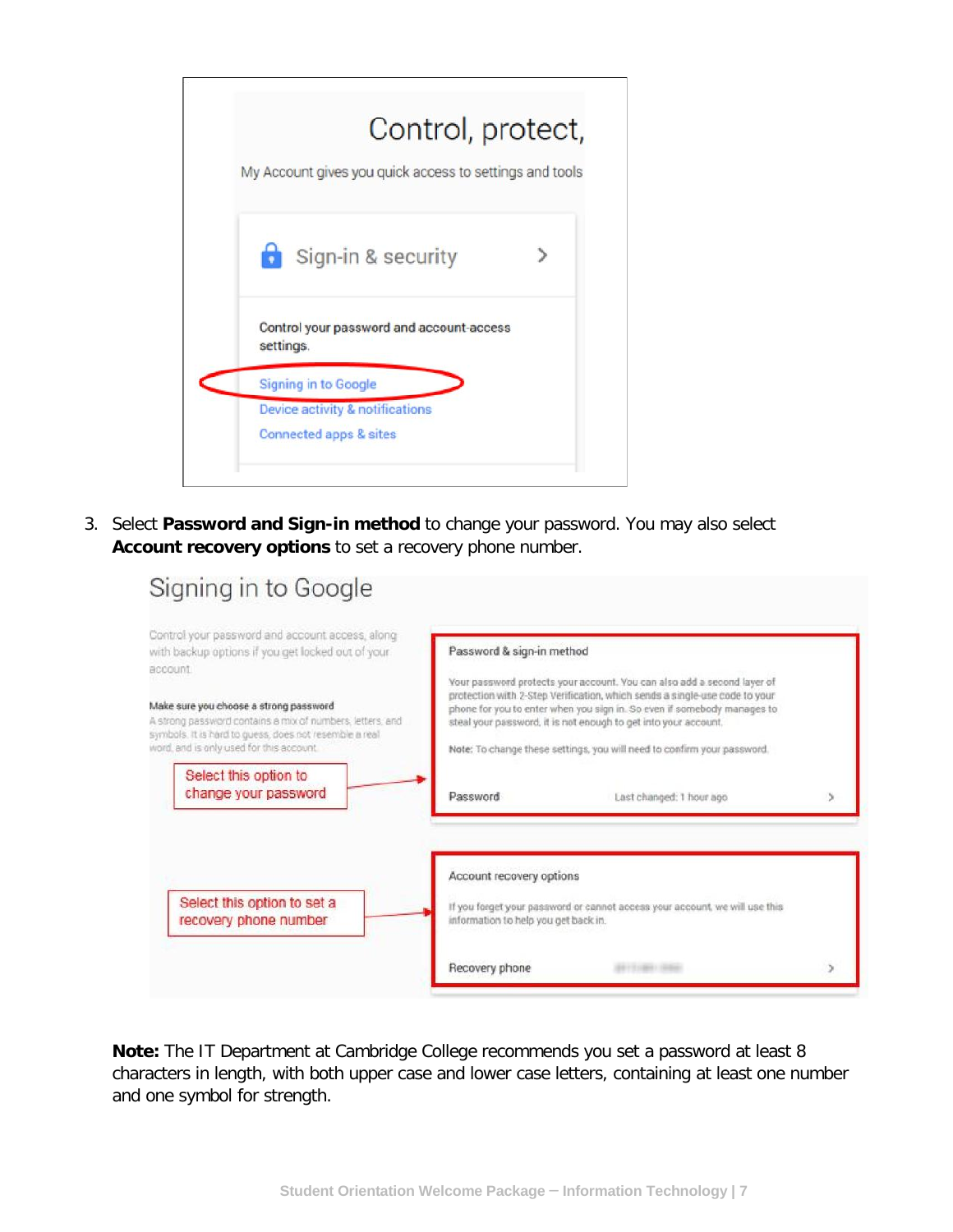3. Select **Password and Sign-in method** to change your password. You may also select **Account recovery options** to set a recovery phone number.

**Note:** The IT Department at Cambridge College recommends you set a password at least 8 characters in length, with both upper case and lower case letters, containing at least one number and one symbol for strength.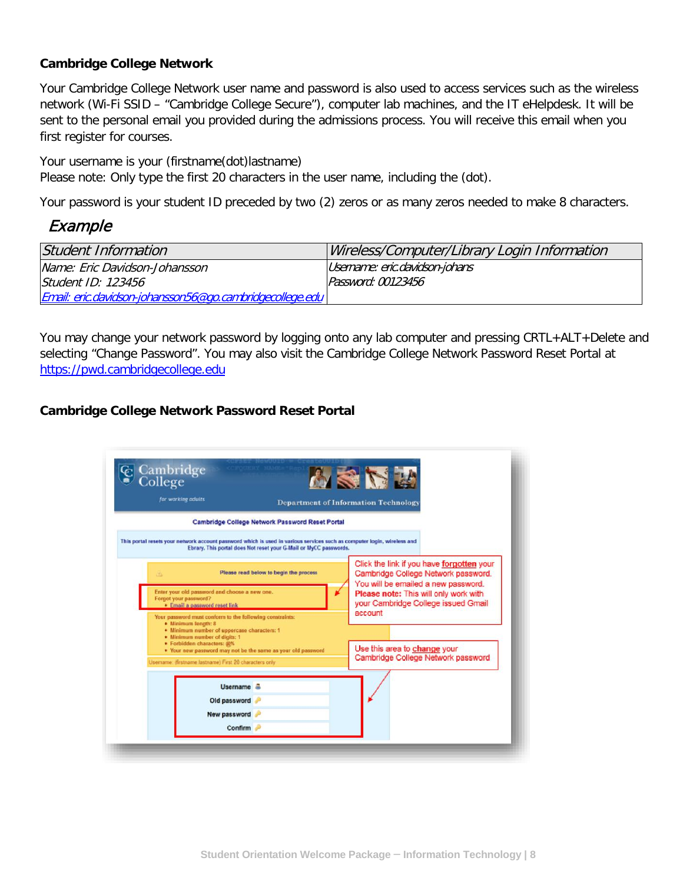### Cambridge College Network

Your Cambridge College Network user name and password is also used to access services such as the wireless network (Wi-Fi SSID – "Cambridge College Secure"), computer lab machines, and the IT eHelpdesk. It will be sent to the personal email you provided during the admissions process. You will receive this email when you first register for courses.

Your username is your (firstname(dot)lastname)
Please note: Only type the first 20 characters in the user name, including the (dot).

Your password is your student ID preceded by two (2) zeros or as many zeros needed to make 8 characters.

*Example*

| *Student Information* | *Wireless/Computer/Library Login Information* |
|---|---|
| *Name: Eric Davidson-Johansson*<br>*Student ID: 123456*<br>*Email: eric.davidson-johansson56@go.cambridgecollege.edu* | *Username: eric.davidson-johans*<br>*Password: 00123456* |

You may change your network password by logging onto any lab computer and pressing CRTL+ALT+Delete and selecting "Change Password". You may also visit the Cambridge College Network Password Reset Portal at https://pwd.cambridgecollege.edu

### Cambridge College Network Password Reset Portal

Cambridge College
for working adults
Department of Information Technology

Cambridge College Network Password Reset Portal

This portal resets your network account password which is used in various services such as computer login, wireless and Ebrary. This portal does Not reset your G-Mail or MyCC passwords.

Please read below to begin the process

Enter your old password and choose a new one.
Forgot your password?
- Email a password reset link

Your password must conform to the following constraints:
- Minimum length: 8
- Minimum number of uppercase characters: 1
- Minimum number of digits: 1
- Forbidden characters: @%
- Your new password may not be the same as your old password

Username: (firstname lastname) First 20 characters only

Username
Old password
New password
Confirm

Click the link if you have **forgotten** your Cambridge College Network password. You will be emailed a new password. **Please note:** This will only work with your Cambridge College issued Gmail account

Use this area to **change** your Cambridge College Network password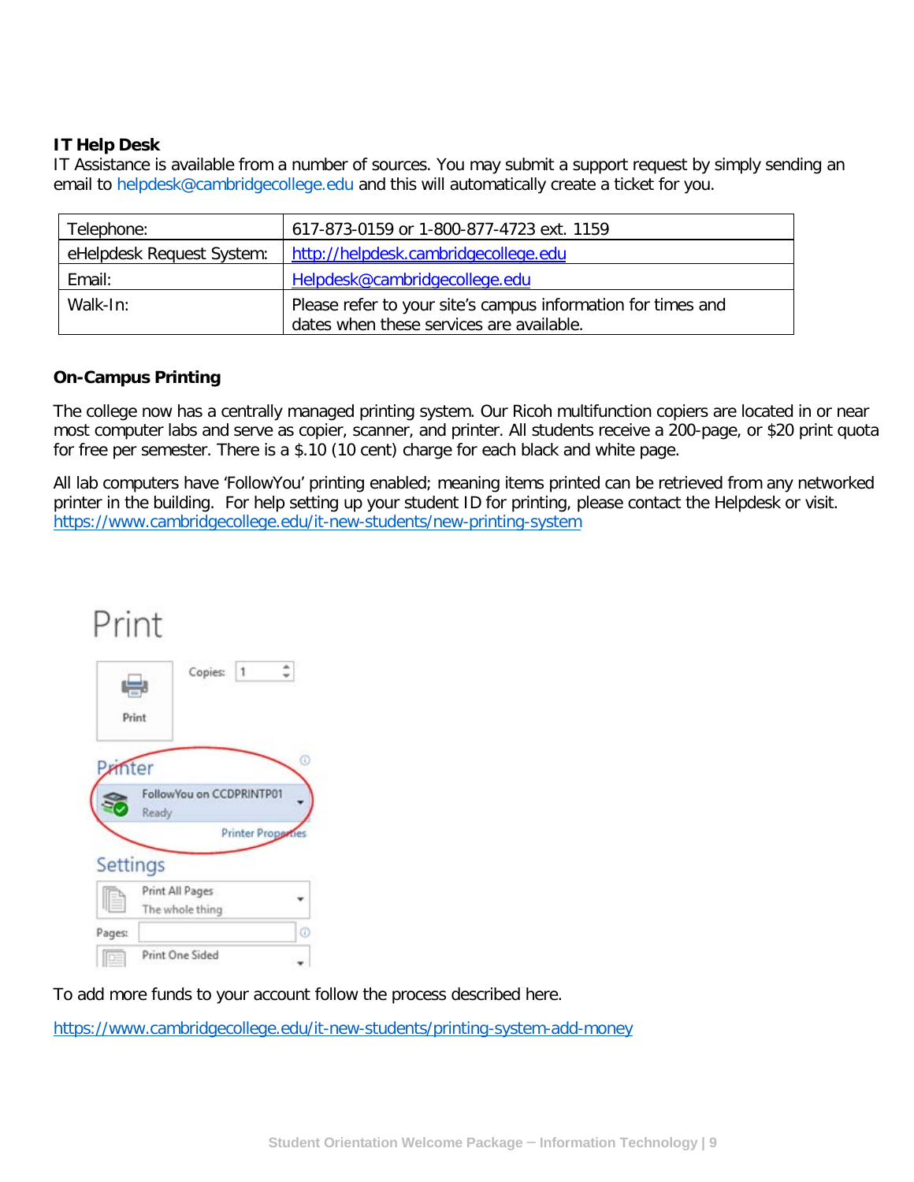**IT Help Desk**

IT Assistance is available from a number of sources. You may submit a support request by simply sending an email to helpdesk@cambridgecollege.edu and this will automatically create a ticket for you.

| | |
|---|---|
| Telephone: | 617-873-0159 or 1-800-877-4723 ext. 1159 |
| eHelpdesk Request System: | http://helpdesk.cambridgecollege.edu |
| Email: | Helpdesk@cambridgecollege.edu |
| Walk-In: | Please refer to your site's campus information for times and dates when these services are available. |

**On-Campus Printing**

The college now has a centrally managed printing system. Our Ricoh multifunction copiers are located in or near most computer labs and serve as copier, scanner, and printer. All students receive a 200-page, or $20 print quota for free per semester. There is a $.10 (10 cent) charge for each black and white page.

All lab computers have 'FollowYou' printing enabled; meaning items printed can be retrieved from any networked printer in the building. For help setting up your student ID for printing, please contact the Helpdesk or visit. https://www.cambridgecollege.edu/it-new-students/new-printing-system

To add more funds to your account follow the process described here.

https://www.cambridgecollege.edu/it-new-students/printing-system-add-money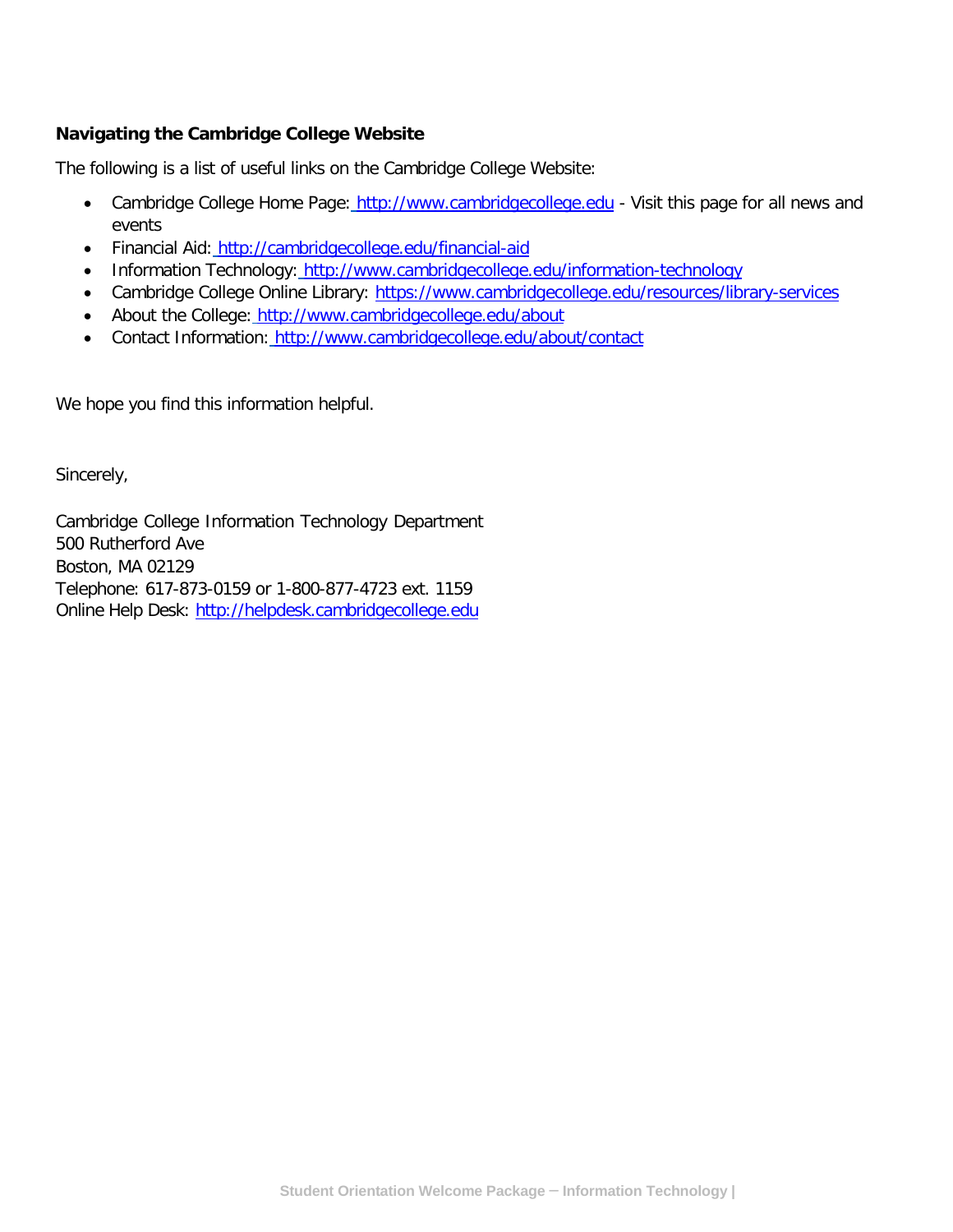**Navigating the Cambridge College Website**

The following is a list of useful links on the Cambridge College Website:

- Cambridge College Home Page: http://www.cambridgecollege.edu - Visit this page for all news and events
- Financial Aid: http://cambridgecollege.edu/financial-aid
- Information Technology: http://www.cambridgecollege.edu/information-technology
- Cambridge College Online Library: https://www.cambridgecollege.edu/resources/library-services
- About the College: http://www.cambridgecollege.edu/about
- Contact Information: http://www.cambridgecollege.edu/about/contact

We hope you find this information helpful.

Sincerely,

Cambridge College Information Technology Department
500 Rutherford Ave
Boston, MA 02129
Telephone: 617-873-0159 or 1-800-877-4723 ext. 1159
Online Help Desk: http://helpdesk.cambridgecollege.edu